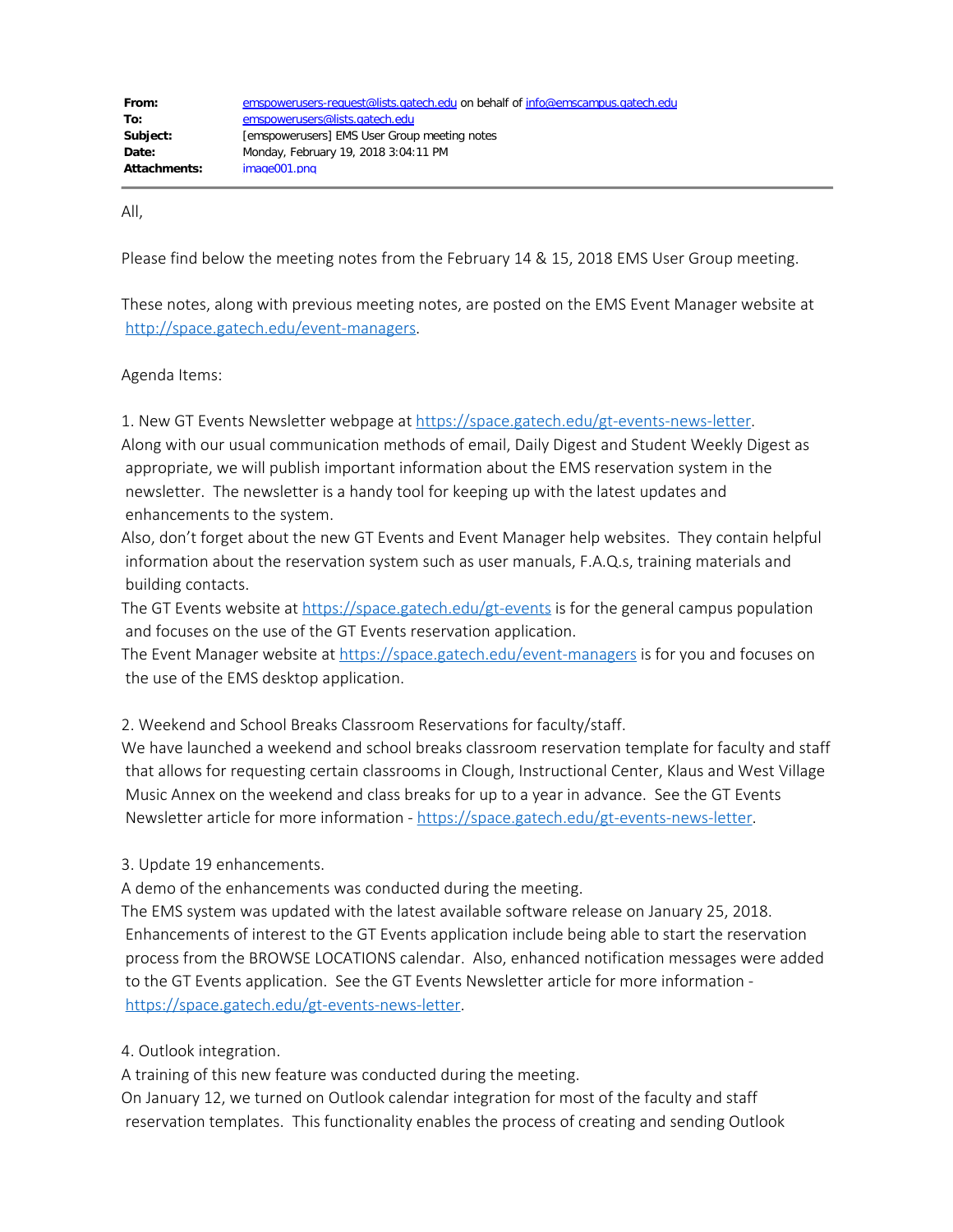| | |
|---|---|
| **From:** | emspowerusers-request@lists.gatech.edu on behalf of info@emscampus.gatech.edu |
| **To:** | emspowerusers@lists.gatech.edu |
| **Subject:** | [emspowerusers] EMS User Group meeting notes |
| **Date:** | Monday, February 19, 2018 3:04:11 PM |
| **Attachments:** | image001.png |

All,

Please find below the meeting notes from the February 14 & 15, 2018 EMS User Group meeting.

These notes, along with previous meeting notes, are posted on the EMS Event Manager website at http://space.gatech.edu/event-managers.

Agenda Items:

1. New GT Events Newsletter webpage at https://space.gatech.edu/gt-events-news-letter.
Along with our usual communication methods of email, Daily Digest and Student Weekly Digest as appropriate, we will publish important information about the EMS reservation system in the newsletter. The newsletter is a handy tool for keeping up with the latest updates and enhancements to the system.
Also, don't forget about the new GT Events and Event Manager help websites. They contain helpful information about the reservation system such as user manuals, F.A.Q.s, training materials and building contacts.
The GT Events website at https://space.gatech.edu/gt-events is for the general campus population and focuses on the use of the GT Events reservation application.
The Event Manager website at https://space.gatech.edu/event-managers is for you and focuses on the use of the EMS desktop application.

2. Weekend and School Breaks Classroom Reservations for faculty/staff.
We have launched a weekend and school breaks classroom reservation template for faculty and staff that allows for requesting certain classrooms in Clough, Instructional Center, Klaus and West Village Music Annex on the weekend and class breaks for up to a year in advance. See the GT Events Newsletter article for more information - https://space.gatech.edu/gt-events-news-letter.

3. Update 19 enhancements.
A demo of the enhancements was conducted during the meeting.
The EMS system was updated with the latest available software release on January 25, 2018. Enhancements of interest to the GT Events application include being able to start the reservation process from the BROWSE LOCATIONS calendar. Also, enhanced notification messages were added to the GT Events application. See the GT Events Newsletter article for more information - https://space.gatech.edu/gt-events-news-letter.

4. Outlook integration.
A training of this new feature was conducted during the meeting.
On January 12, we turned on Outlook calendar integration for most of the faculty and staff reservation templates. This functionality enables the process of creating and sending Outlook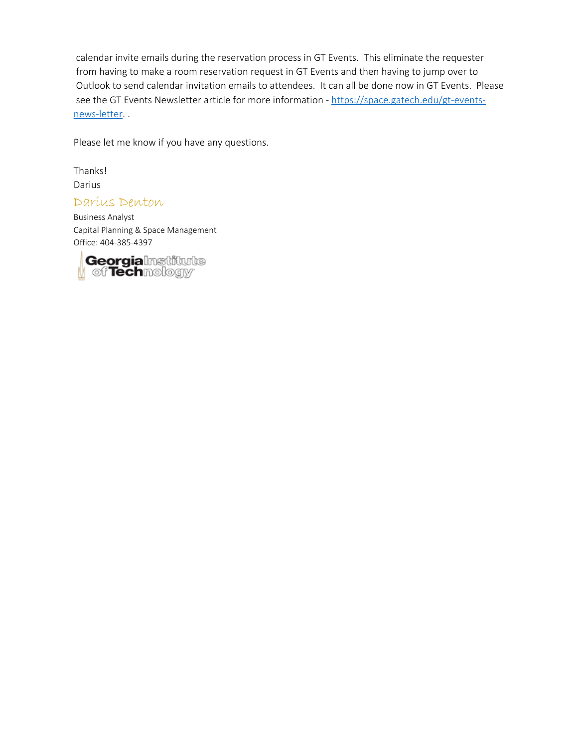calendar invite emails during the reservation process in GT Events. This eliminate the requester from having to make a room reservation request in GT Events and then having to jump over to Outlook to send calendar invitation emails to attendees. It can all be done now in GT Events. Please see the GT Events Newsletter article for more information - [https://space.gatech.edu/gt-events-news-letter](https://space.gatech.edu/gt-events-news-letter). .

Please let me know if you have any questions.

Thanks!
Darius

Darius Denton
Business Analyst
Capital Planning & Space Management
Office: 404-385-4397

Georgia Institute of Technology